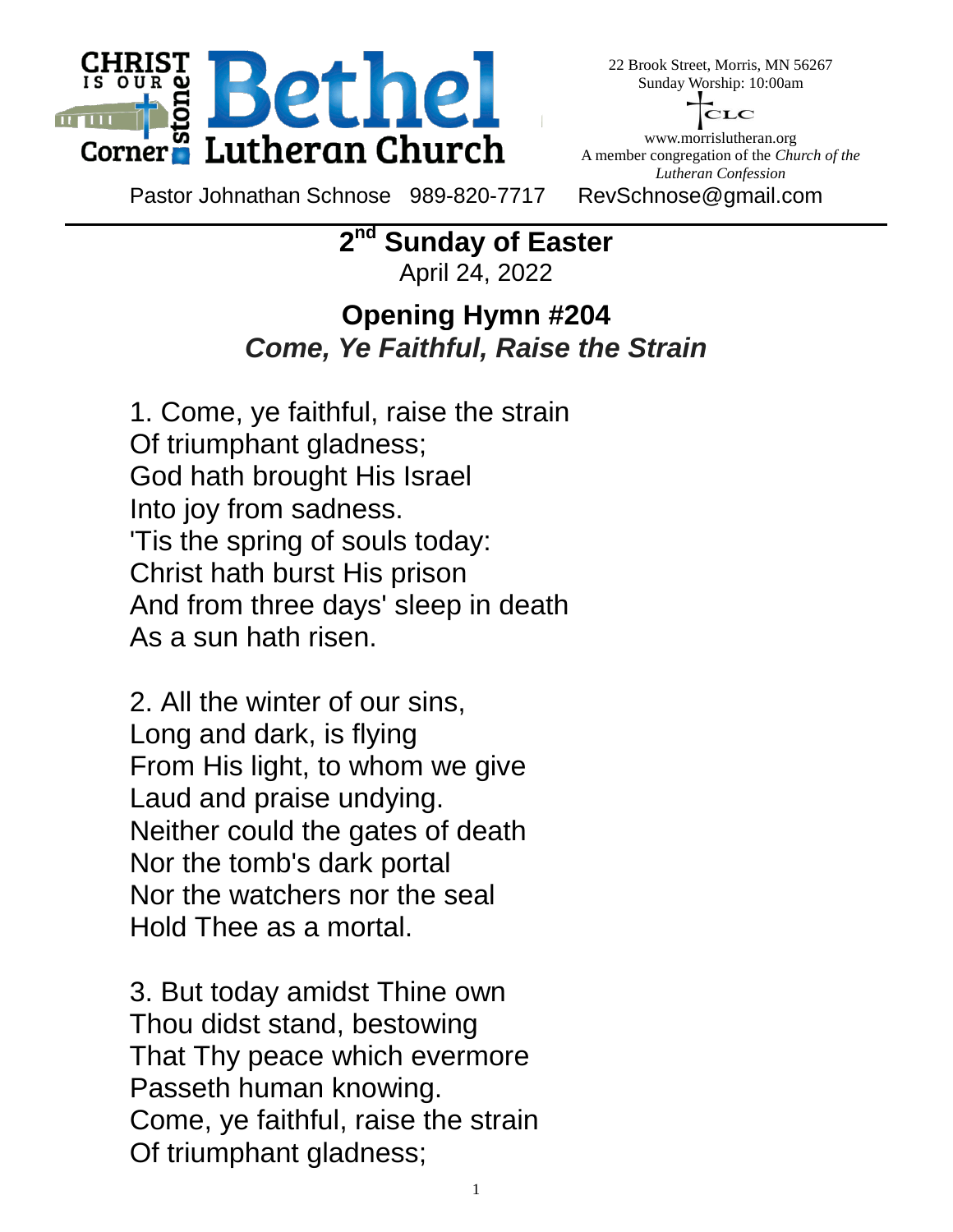**CHRIST IS OUR Cornerstone Bethel Lutheran Church**

22 Brook Street, Morris, MN 56267
Sunday Worship: 10:00am

CLC

www.morrislutheran.org
A member congregation of the *Church of the Lutheran Confession*

Pastor Johnathan Schnose 989-820-7717 RevSchnose@gmail.com

---

## 2nd Sunday of Easter

April 24, 2022

## Opening Hymn #204

### *Come, Ye Faithful, Raise the Strain*

1. Come, ye faithful, raise the strain
Of triumphant gladness;
God hath brought His Israel
Into joy from sadness.
'Tis the spring of souls today:
Christ hath burst His prison
And from three days' sleep in death
As a sun hath risen.

2. All the winter of our sins,
Long and dark, is flying
From His light, to whom we give
Laud and praise undying.
Neither could the gates of death
Nor the tomb's dark portal
Nor the watchers nor the seal
Hold Thee as a mortal.

3. But today amidst Thine own
Thou didst stand, bestowing
That Thy peace which evermore
Passeth human knowing.
Come, ye faithful, raise the strain
Of triumphant gladness;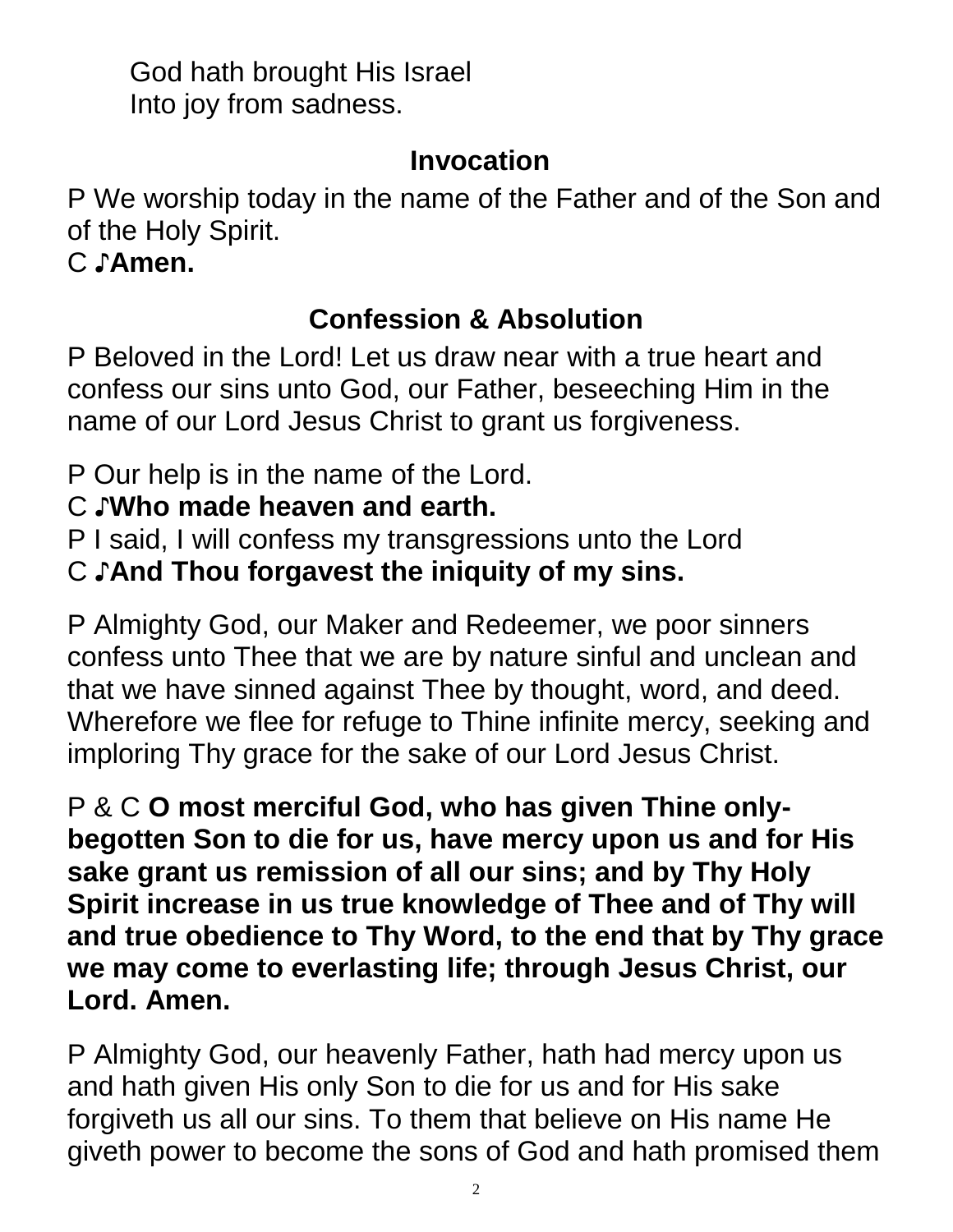God hath brought His Israel
Into joy from sadness.

## Invocation

P We worship today in the name of the Father and of the Son and of the Holy Spirit.
C ♪**Amen.**

## Confession & Absolution

P Beloved in the Lord! Let us draw near with a true heart and confess our sins unto God, our Father, beseeching Him in the name of our Lord Jesus Christ to grant us forgiveness.

P Our help is in the name of the Lord.
C ♪**Who made heaven and earth.**
P I said, I will confess my transgressions unto the Lord
C ♪**And Thou forgavest the iniquity of my sins.**

P Almighty God, our Maker and Redeemer, we poor sinners confess unto Thee that we are by nature sinful and unclean and that we have sinned against Thee by thought, word, and deed. Wherefore we flee for refuge to Thine infinite mercy, seeking and imploring Thy grace for the sake of our Lord Jesus Christ.

P & C **O most merciful God, who has given Thine only-begotten Son to die for us, have mercy upon us and for His sake grant us remission of all our sins; and by Thy Holy Spirit increase in us true knowledge of Thee and of Thy will and true obedience to Thy Word, to the end that by Thy grace we may come to everlasting life; through Jesus Christ, our Lord. Amen.**

P Almighty God, our heavenly Father, hath had mercy upon us and hath given His only Son to die for us and for His sake forgiveth us all our sins. To them that believe on His name He giveth power to become the sons of God and hath promised them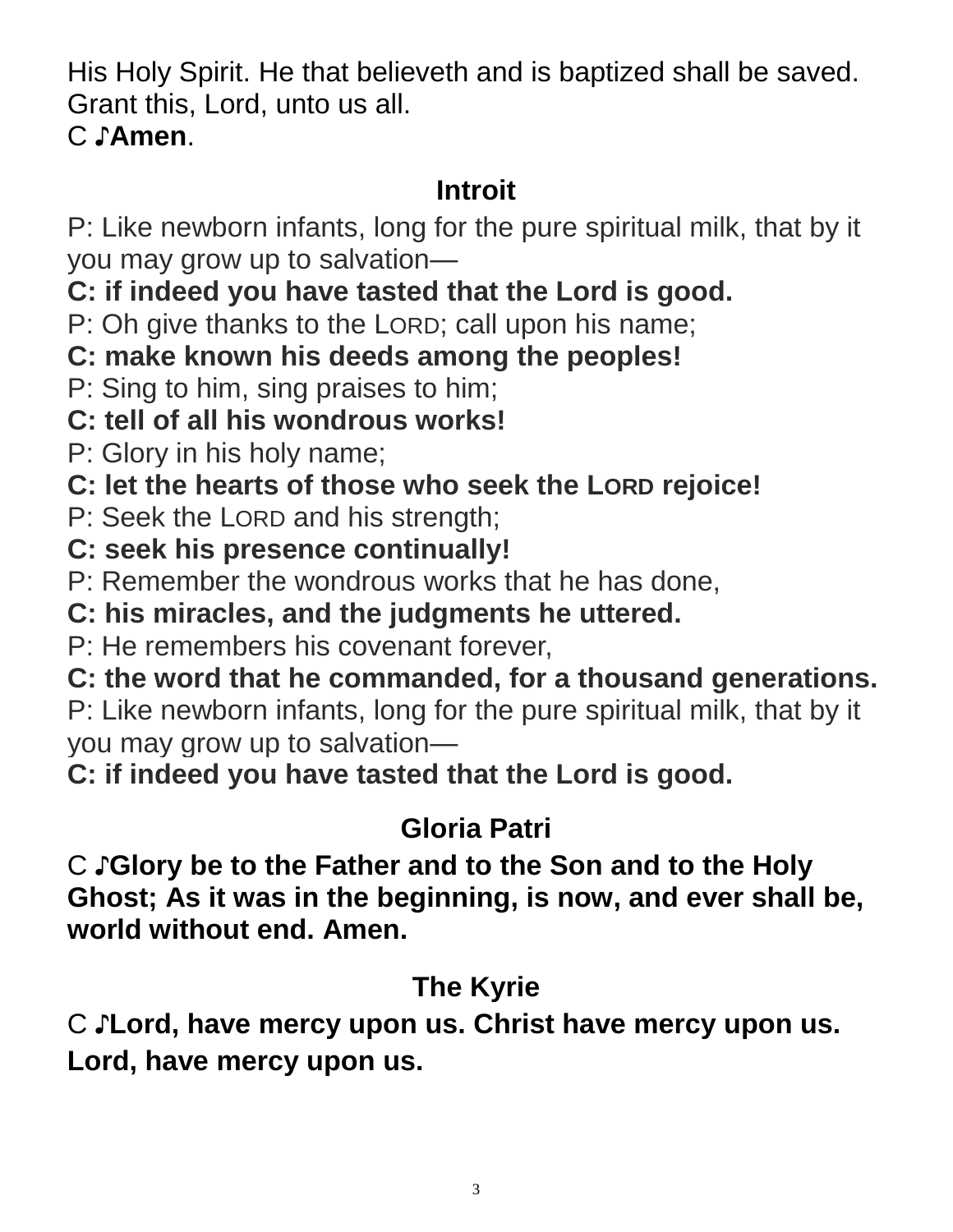His Holy Spirit. He that believeth and is baptized shall be saved. Grant this, Lord, unto us all.
C ♪**Amen**.

## Introit

P: Like newborn infants, long for the pure spiritual milk, that by it you may grow up to salvation—
**C: if indeed you have tasted that the Lord is good.**
P: Oh give thanks to the LORD; call upon his name;
**C: make known his deeds among the peoples!**
P: Sing to him, sing praises to him;
**C: tell of all his wondrous works!**
P: Glory in his holy name;
**C: let the hearts of those who seek the LORD rejoice!**
P: Seek the LORD and his strength;
**C: seek his presence continually!**
P: Remember the wondrous works that he has done,
**C: his miracles, and the judgments he uttered.**
P: He remembers his covenant forever,
**C: the word that he commanded, for a thousand generations.**
P: Like newborn infants, long for the pure spiritual milk, that by it you may grow up to salvation—
**C: if indeed you have tasted that the Lord is good.**

## Gloria Patri

C ♪**Glory be to the Father and to the Son and to the Holy Ghost; As it was in the beginning, is now, and ever shall be, world without end. Amen.**

## The Kyrie

C ♪**Lord, have mercy upon us. Christ have mercy upon us. Lord, have mercy upon us.**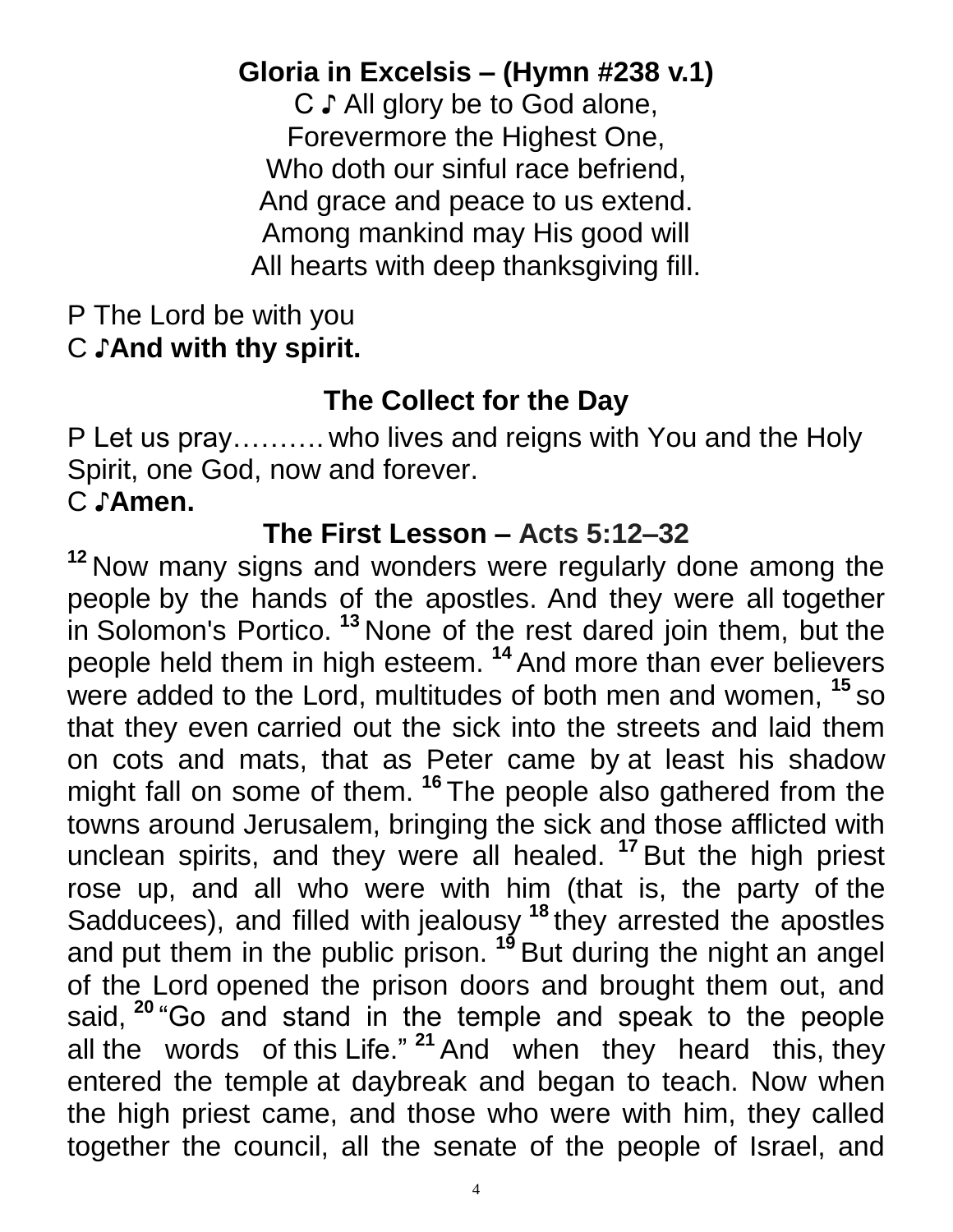## Gloria in Excelsis – (Hymn #238 v.1)

C ♪ All glory be to God alone,
Forevermore the Highest One,
Who doth our sinful race befriend,
And grace and peace to us extend.
Among mankind may His good will
All hearts with deep thanksgiving fill.

P The Lord be with you
C ♪**And with thy spirit.**

## The Collect for the Day

P Let us pray………. who lives and reigns with You and the Holy Spirit, one God, now and forever.
C ♪**Amen.**

## The First Lesson – Acts 5:12–32

[12] Now many signs and wonders were regularly done among the people by the hands of the apostles. And they were all together in Solomon's Portico. [13] None of the rest dared join them, but the people held them in high esteem. [14] And more than ever believers were added to the Lord, multitudes of both men and women, [15] so that they even carried out the sick into the streets and laid them on cots and mats, that as Peter came by at least his shadow might fall on some of them. [16] The people also gathered from the towns around Jerusalem, bringing the sick and those afflicted with unclean spirits, and they were all healed. [17] But the high priest rose up, and all who were with him (that is, the party of the Sadducees), and filled with jealousy [18] they arrested the apostles and put them in the public prison. [19] But during the night an angel of the Lord opened the prison doors and brought them out, and said, [20] "Go and stand in the temple and speak to the people all the words of this Life." [21] And when they heard this, they entered the temple at daybreak and began to teach. Now when the high priest came, and those who were with him, they called together the council, all the senate of the people of Israel, and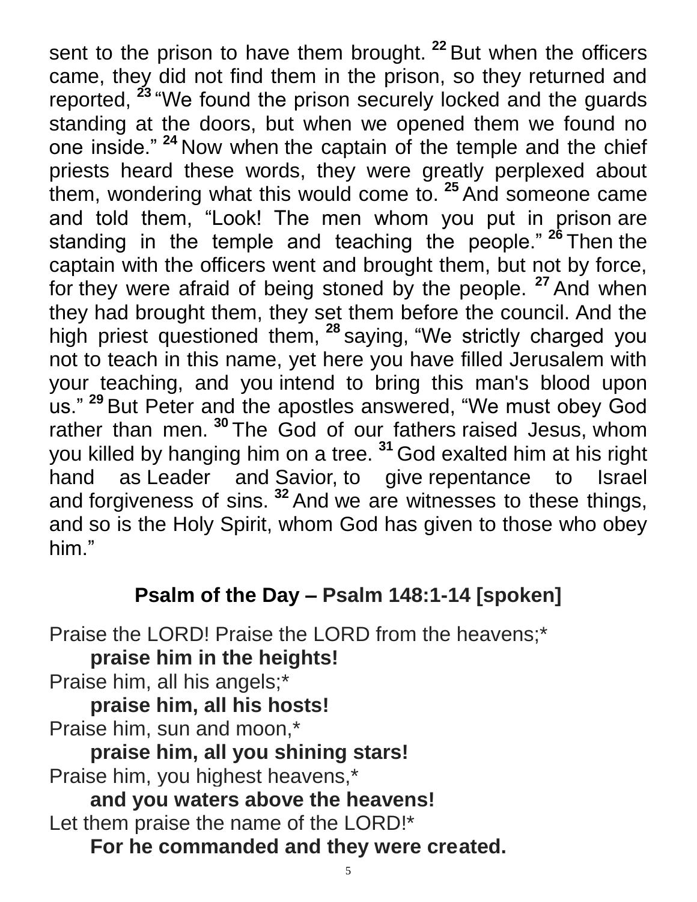sent to the prison to have them brought. [22] But when the officers came, they did not find them in the prison, so they returned and reported, [23] "We found the prison securely locked and the guards standing at the doors, but when we opened them we found no one inside." [24] Now when the captain of the temple and the chief priests heard these words, they were greatly perplexed about them, wondering what this would come to. [25] And someone came and told them, "Look! The men whom you put in prison are standing in the temple and teaching the people." [26] Then the captain with the officers went and brought them, but not by force, for they were afraid of being stoned by the people. [27] And when they had brought them, they set them before the council. And the high priest questioned them, [28] saying, "We strictly charged you not to teach in this name, yet here you have filled Jerusalem with your teaching, and you intend to bring this man's blood upon us." [29] But Peter and the apostles answered, "We must obey God rather than men. [30] The God of our fathers raised Jesus, whom you killed by hanging him on a tree. [31] God exalted him at his right hand as Leader and Savior, to give repentance to Israel and forgiveness of sins. [32] And we are witnesses to these things, and so is the Holy Spirit, whom God has given to those who obey him."

## Psalm of the Day – Psalm 148:1-14 [spoken]

Praise the LORD! Praise the LORD from the heavens;*
**praise him in the heights!**
Praise him, all his angels;*
**praise him, all his hosts!**
Praise him, sun and moon,*
**praise him, all you shining stars!**
Praise him, you highest heavens,*
**and you waters above the heavens!**
Let them praise the name of the LORD!*
**For he commanded and they were created.**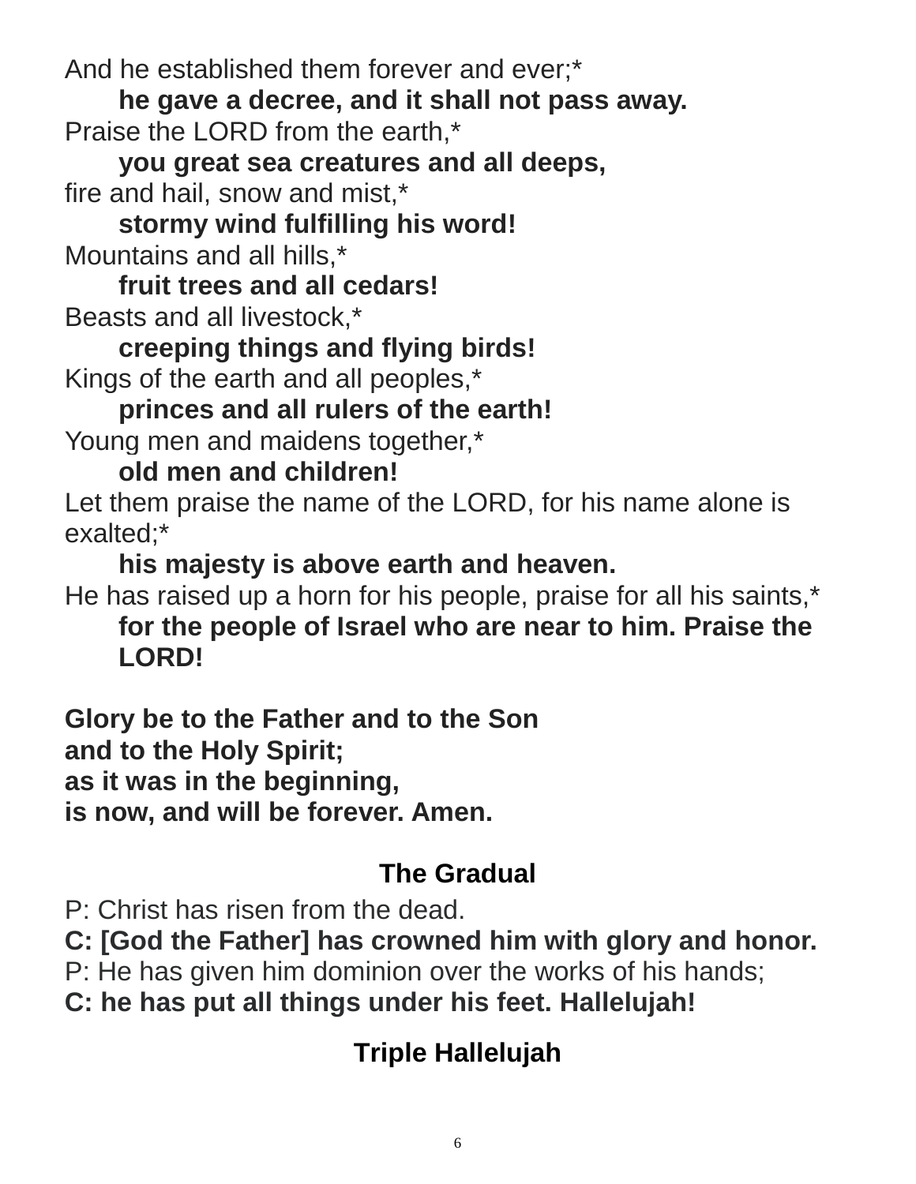And he established them forever and ever;*
**he gave a decree, and it shall not pass away.**
Praise the LORD from the earth,*
**you great sea creatures and all deeps,**
fire and hail, snow and mist,*
**stormy wind fulfilling his word!**
Mountains and all hills,*
**fruit trees and all cedars!**
Beasts and all livestock,*
**creeping things and flying birds!**
Kings of the earth and all peoples,*
**princes and all rulers of the earth!**
Young men and maidens together,*
**old men and children!**
Let them praise the name of the LORD, for his name alone is exalted;*
**his majesty is above earth and heaven.**
He has raised up a horn for his people, praise for all his saints,*
**for the people of Israel who are near to him. Praise the LORD!**

**Glory be to the Father and to the Son**
**and to the Holy Spirit;**
**as it was in the beginning,**
**is now, and will be forever. Amen.**

## The Gradual

P: Christ has risen from the dead.
**C: [God the Father] has crowned him with glory and honor.**
P: He has given him dominion over the works of his hands;
**C: he has put all things under his feet. Hallelujah!**

## Triple Hallelujah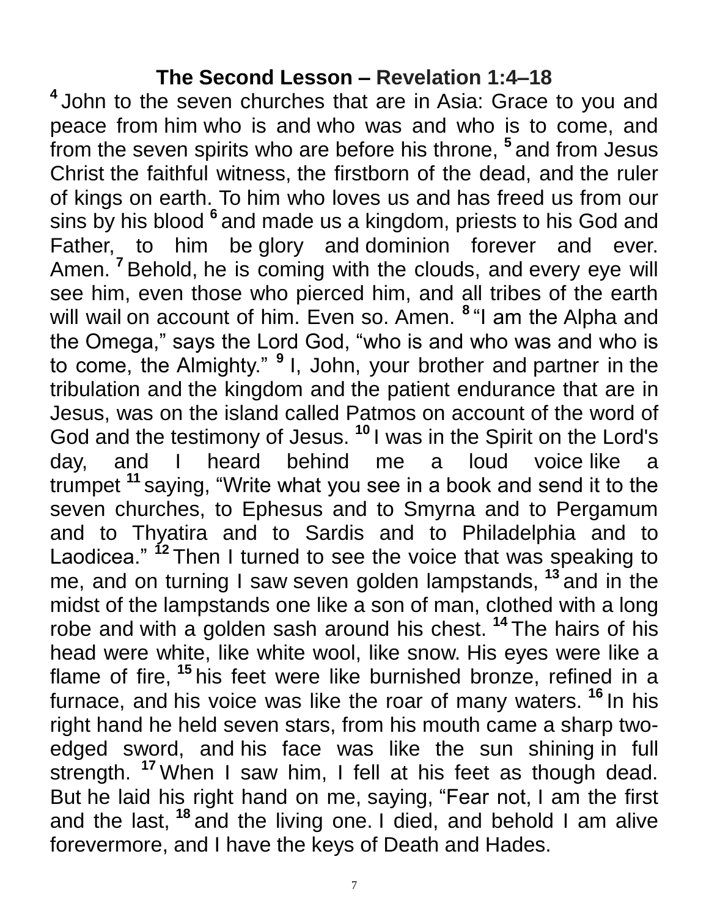## The Second Lesson – Revelation 1:4–18

[4] John to the seven churches that are in Asia: Grace to you and peace from him who is and who was and who is to come, and from the seven spirits who are before his throne, [5] and from Jesus Christ the faithful witness, the firstborn of the dead, and the ruler of kings on earth. To him who loves us and has freed us from our sins by his blood [6] and made us a kingdom, priests to his God and Father, to him be glory and dominion forever and ever. Amen. [7] Behold, he is coming with the clouds, and every eye will see him, even those who pierced him, and all tribes of the earth will wail on account of him. Even so. Amen. [8] "I am the Alpha and the Omega," says the Lord God, "who is and who was and who is to come, the Almighty." [9] I, John, your brother and partner in the tribulation and the kingdom and the patient endurance that are in Jesus, was on the island called Patmos on account of the word of God and the testimony of Jesus. [10] I was in the Spirit on the Lord's day, and I heard behind me a loud voice like a trumpet [11] saying, "Write what you see in a book and send it to the seven churches, to Ephesus and to Smyrna and to Pergamum and to Thyatira and to Sardis and to Philadelphia and to Laodicea." [12] Then I turned to see the voice that was speaking to me, and on turning I saw seven golden lampstands, [13] and in the midst of the lampstands one like a son of man, clothed with a long robe and with a golden sash around his chest. [14] The hairs of his head were white, like white wool, like snow. His eyes were like a flame of fire, [15] his feet were like burnished bronze, refined in a furnace, and his voice was like the roar of many waters. [16] In his right hand he held seven stars, from his mouth came a sharp two-edged sword, and his face was like the sun shining in full strength. [17] When I saw him, I fell at his feet as though dead. But he laid his right hand on me, saying, "Fear not, I am the first and the last, [18] and the living one. I died, and behold I am alive forevermore, and I have the keys of Death and Hades.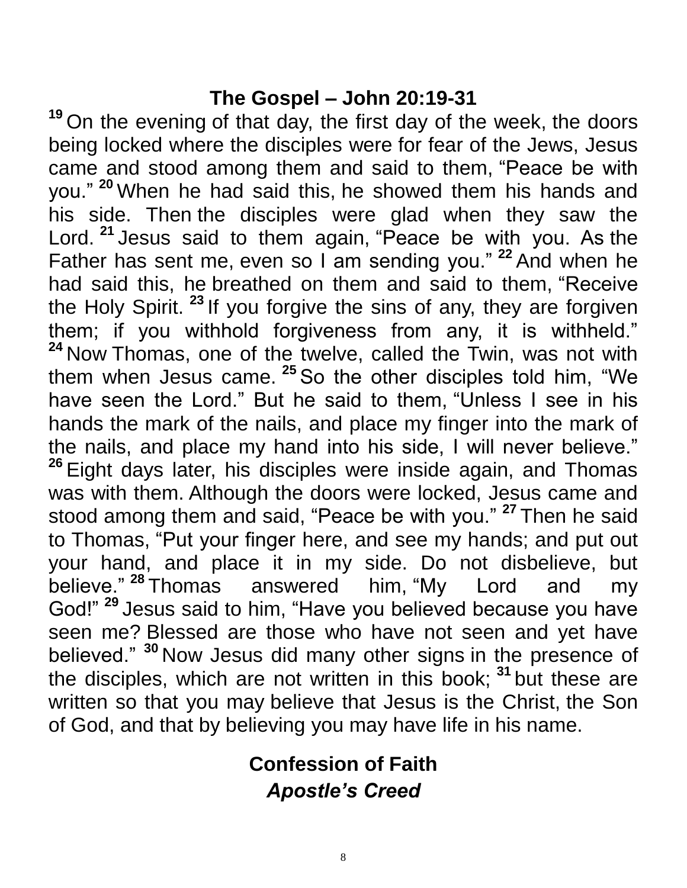## The Gospel – John 20:19-31

[19] On the evening of that day, the first day of the week, the doors being locked where the disciples were for fear of the Jews, Jesus came and stood among them and said to them, “Peace be with you.” [20] When he had said this, he showed them his hands and his side. Then the disciples were glad when they saw the Lord. [21] Jesus said to them again, “Peace be with you. As the Father has sent me, even so I am sending you.” [22] And when he had said this, he breathed on them and said to them, “Receive the Holy Spirit. [23] If you forgive the sins of any, they are forgiven them; if you withhold forgiveness from any, it is withheld.” [24] Now Thomas, one of the twelve, called the Twin, was not with them when Jesus came. [25] So the other disciples told him, “We have seen the Lord.” But he said to them, “Unless I see in his hands the mark of the nails, and place my finger into the mark of the nails, and place my hand into his side, I will never believe.” [26] Eight days later, his disciples were inside again, and Thomas was with them. Although the doors were locked, Jesus came and stood among them and said, “Peace be with you.” [27] Then he said to Thomas, “Put your finger here, and see my hands; and put out your hand, and place it in my side. Do not disbelieve, but believe.” [28] Thomas answered him, “My Lord and my God!” [29] Jesus said to him, “Have you believed because you have seen me? Blessed are those who have not seen and yet have believed.” [30] Now Jesus did many other signs in the presence of the disciples, which are not written in this book; [31] but these are written so that you may believe that Jesus is the Christ, the Son of God, and that by believing you may have life in his name.

## Confession of Faith

***Apostle’s Creed***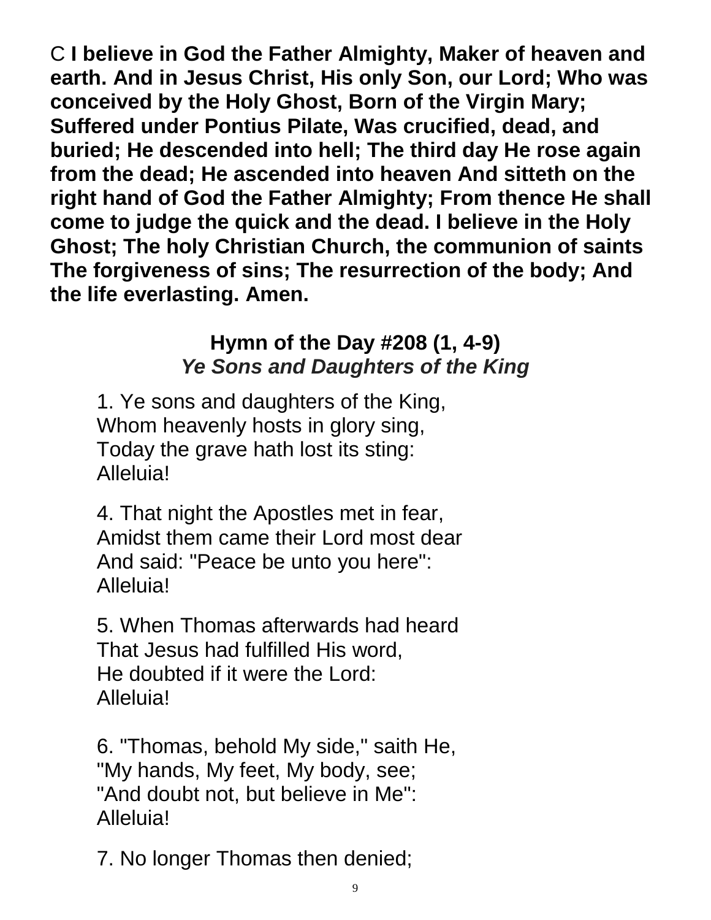C **I believe in God the Father Almighty, Maker of heaven and earth. And in Jesus Christ, His only Son, our Lord; Who was conceived by the Holy Ghost, Born of the Virgin Mary; Suffered under Pontius Pilate, Was crucified, dead, and buried; He descended into hell; The third day He rose again from the dead; He ascended into heaven And sitteth on the right hand of God the Father Almighty; From thence He shall come to judge the quick and the dead. I believe in the Holy Ghost; The holy Christian Church, the communion of saints The forgiveness of sins; The resurrection of the body; And the life everlasting. Amen.**

**Hymn of the Day #208 (1, 4-9)**
***Ye Sons and Daughters of the King***

1. Ye sons and daughters of the King,
Whom heavenly hosts in glory sing,
Today the grave hath lost its sting:
Alleluia!

4. That night the Apostles met in fear,
Amidst them came their Lord most dear
And said: "Peace be unto you here":
Alleluia!

5. When Thomas afterwards had heard
That Jesus had fulfilled His word,
He doubted if it were the Lord:
Alleluia!

6. "Thomas, behold My side," saith He,
"My hands, My feet, My body, see;
"And doubt not, but believe in Me":
Alleluia!

7. No longer Thomas then denied;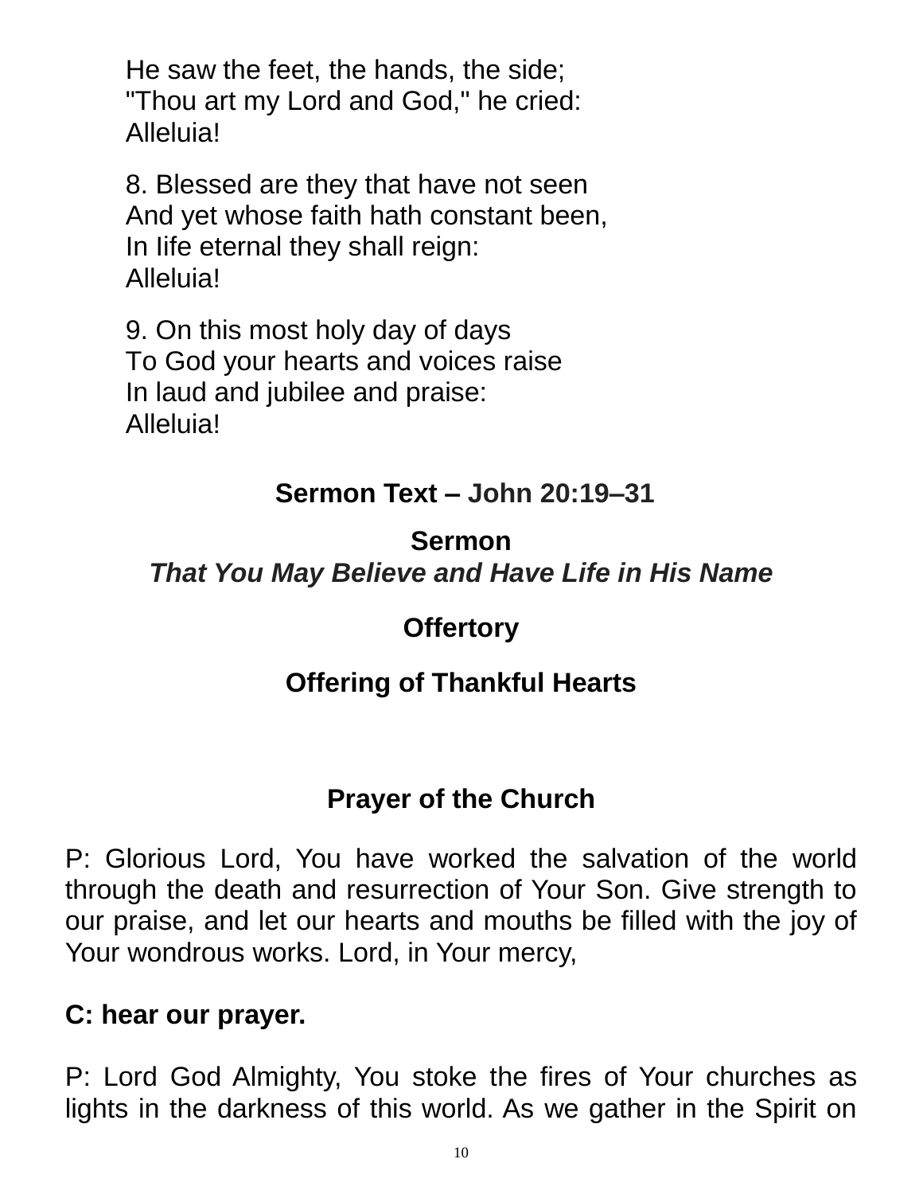He saw the feet, the hands, the side;
"Thou art my Lord and God," he cried:
Alleluia!

8. Blessed are they that have not seen
And yet whose faith hath constant been,
In Iife eternal they shall reign:
Alleluia!

9. On this most holy day of days
To God your hearts and voices raise
In laud and jubilee and praise:
Alleluia!

## Sermon Text – John 20:19–31

## Sermon
***That You May Believe and Have Life in His Name***

## Offertory

## Offering of Thankful Hearts

## Prayer of the Church

P: Glorious Lord, You have worked the salvation of the world through the death and resurrection of Your Son. Give strength to our praise, and let our hearts and mouths be filled with the joy of Your wondrous works. Lord, in Your mercy,

**C: hear our prayer.**

P: Lord God Almighty, You stoke the fires of Your churches as lights in the darkness of this world. As we gather in the Spirit on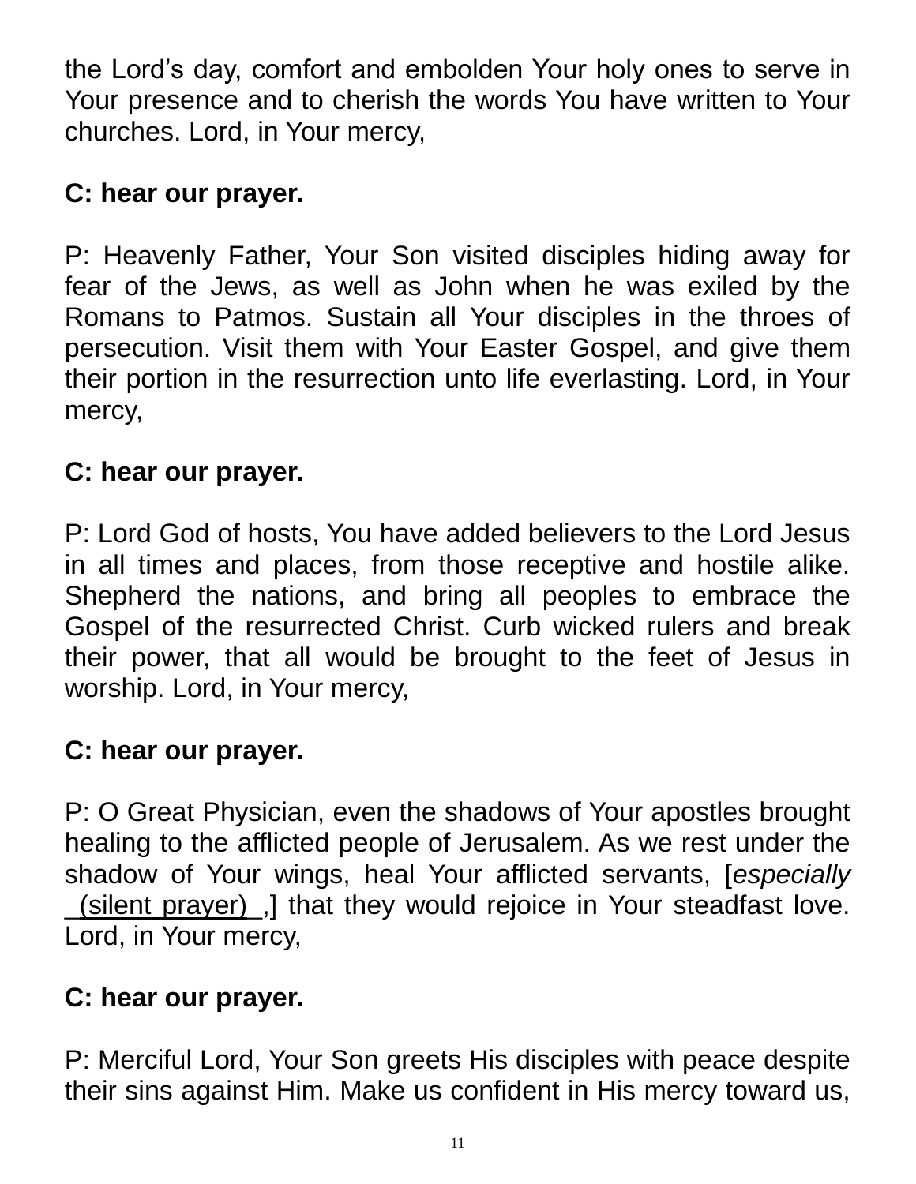the Lord's day, comfort and embolden Your holy ones to serve in Your presence and to cherish the words You have written to Your churches. Lord, in Your mercy,

**C: hear our prayer.**

P: Heavenly Father, Your Son visited disciples hiding away for fear of the Jews, as well as John when he was exiled by the Romans to Patmos. Sustain all Your disciples in the throes of persecution. Visit them with Your Easter Gospel, and give them their portion in the resurrection unto life everlasting. Lord, in Your mercy,

**C: hear our prayer.**

P: Lord God of hosts, You have added believers to the Lord Jesus in all times and places, from those receptive and hostile alike. Shepherd the nations, and bring all peoples to embrace the Gospel of the resurrected Christ. Curb wicked rulers and break their power, that all would be brought to the feet of Jesus in worship. Lord, in Your mercy,

**C: hear our prayer.**

P: O Great Physician, even the shadows of Your apostles brought healing to the afflicted people of Jerusalem. As we rest under the shadow of Your wings, heal Your afflicted servants, [*especially* __(silent prayer)__,] that they would rejoice in Your steadfast love. Lord, in Your mercy,

**C: hear our prayer.**

P: Merciful Lord, Your Son greets His disciples with peace despite their sins against Him. Make us confident in His mercy toward us,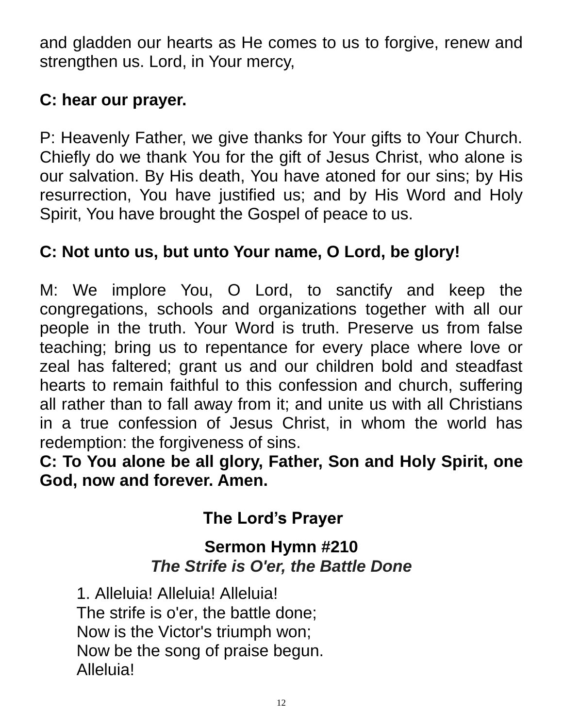and gladden our hearts as He comes to us to forgive, renew and strengthen us. Lord, in Your mercy,

**C: hear our prayer.**

P: Heavenly Father, we give thanks for Your gifts to Your Church. Chiefly do we thank You for the gift of Jesus Christ, who alone is our salvation. By His death, You have atoned for our sins; by His resurrection, You have justified us; and by His Word and Holy Spirit, You have brought the Gospel of peace to us.

**C: Not unto us, but unto Your name, O Lord, be glory!**

M: We implore You, O Lord, to sanctify and keep the congregations, schools and organizations together with all our people in the truth. Your Word is truth. Preserve us from false teaching; bring us to repentance for every place where love or zeal has faltered; grant us and our children bold and steadfast hearts to remain faithful to this confession and church, suffering all rather than to fall away from it; and unite us with all Christians in a true confession of Jesus Christ, in whom the world has redemption: the forgiveness of sins.

**C: To You alone be all glory, Father, Son and Holy Spirit, one God, now and forever. Amen.**

## The Lord's Prayer

## Sermon Hymn #210

***The Strife is O'er, the Battle Done***

1. Alleluia! Alleluia! Alleluia!
The strife is o'er, the battle done;
Now is the Victor's triumph won;
Now be the song of praise begun.
Alleluia!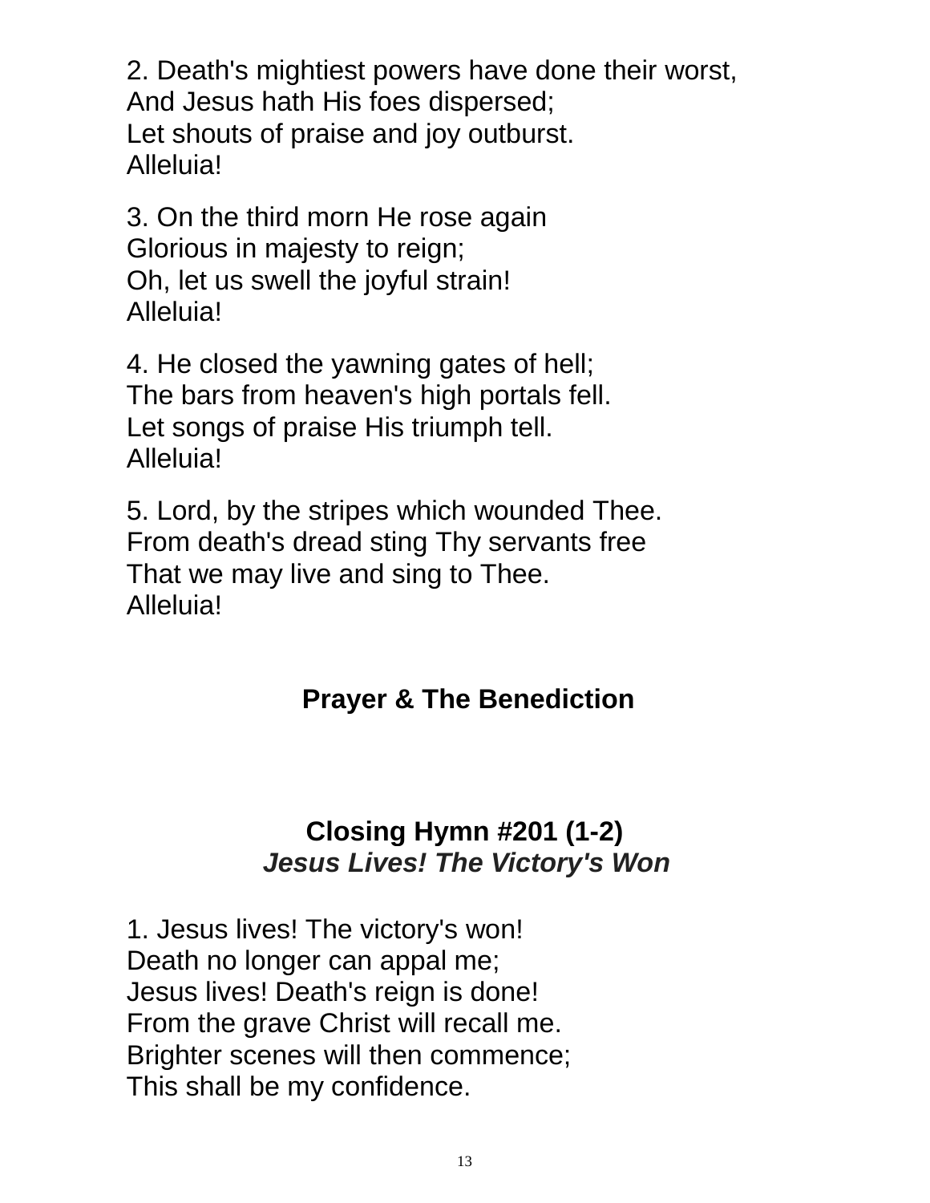2. Death's mightiest powers have done their worst,
And Jesus hath His foes dispersed;
Let shouts of praise and joy outburst.
Alleluia!

3. On the third morn He rose again
Glorious in majesty to reign;
Oh, let us swell the joyful strain!
Alleluia!

4. He closed the yawning gates of hell;
The bars from heaven's high portals fell.
Let songs of praise His triumph tell.
Alleluia!

5. Lord, by the stripes which wounded Thee.
From death's dread sting Thy servants free
That we may live and sing to Thee.
Alleluia!

**Prayer & The Benediction**

**Closing Hymn #201 (1-2)**
***Jesus Lives! The Victory's Won***

1. Jesus lives! The victory's won!
Death no longer can appal me;
Jesus lives! Death's reign is done!
From the grave Christ will recall me.
Brighter scenes will then commence;
This shall be my confidence.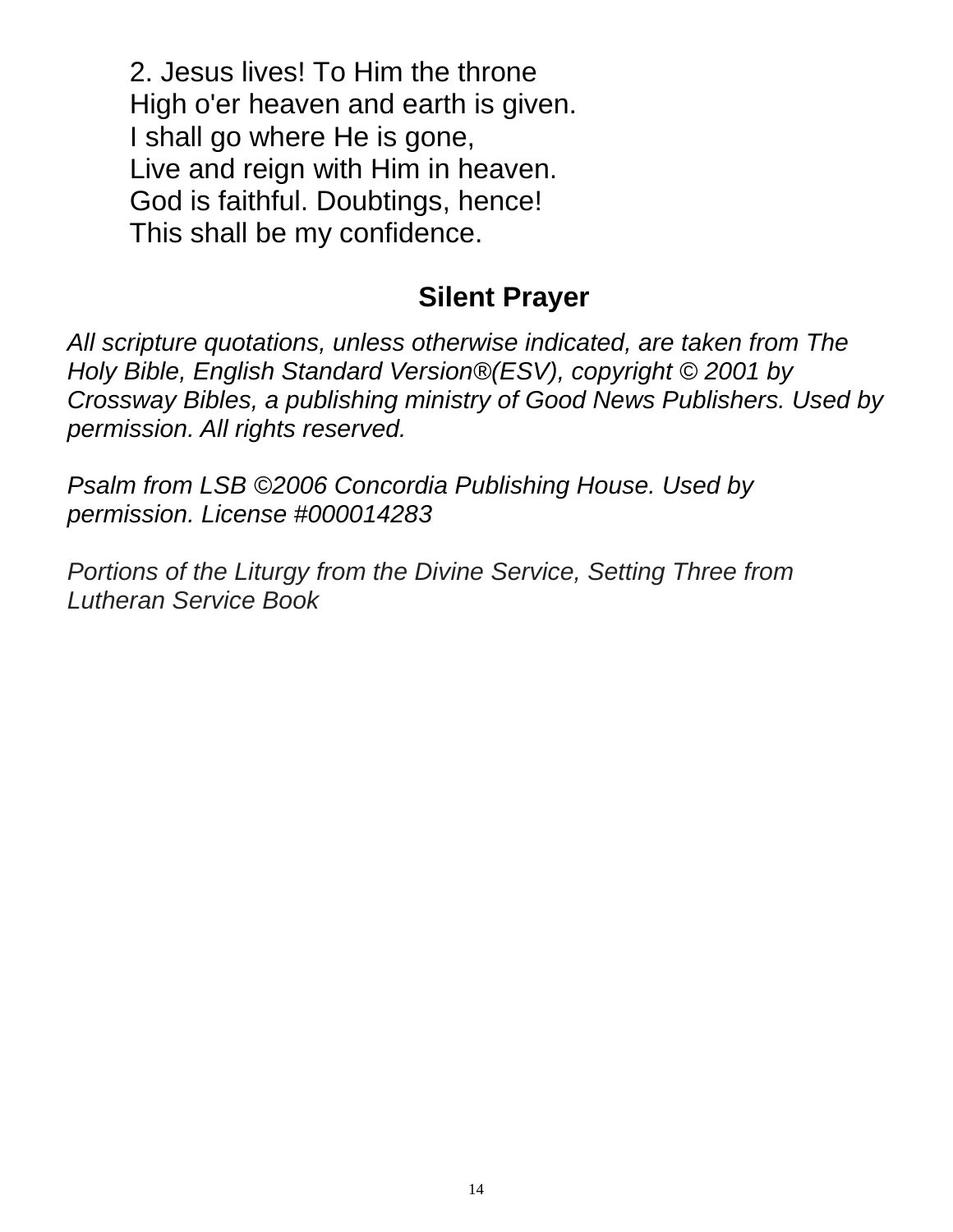2. Jesus lives! To Him the throne
High o'er heaven and earth is given.
I shall go where He is gone,
Live and reign with Him in heaven.
God is faithful. Doubtings, hence!
This shall be my confidence.

## Silent Prayer

*All scripture quotations, unless otherwise indicated, are taken from The Holy Bible, English Standard Version®(ESV), copyright © 2001 by Crossway Bibles, a publishing ministry of Good News Publishers. Used by permission. All rights reserved.*

*Psalm from LSB ©2006 Concordia Publishing House. Used by permission. License #000014283*

*Portions of the Liturgy from the Divine Service, Setting Three from Lutheran Service Book*